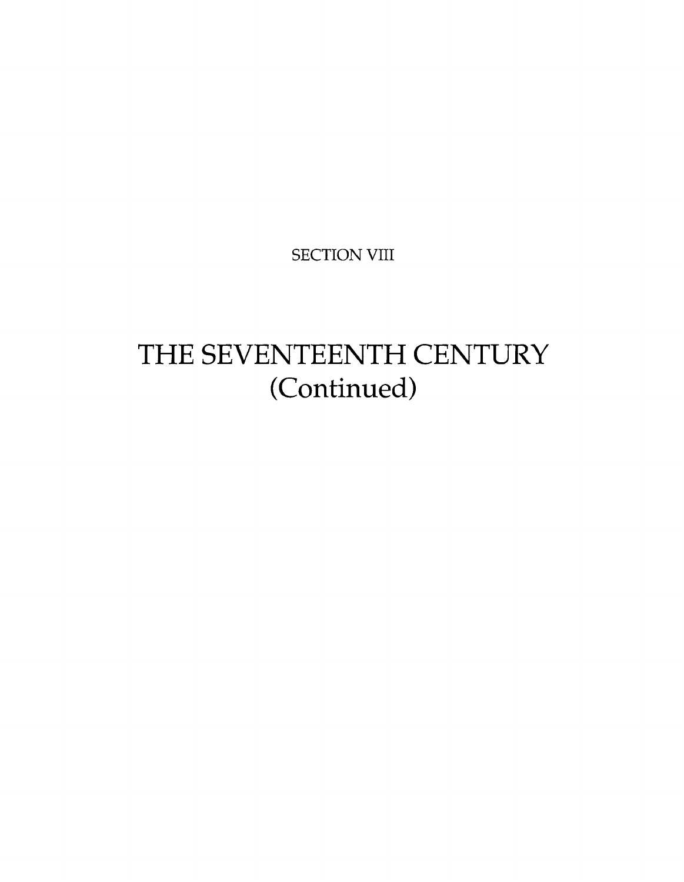SECTION VIII

# THE SEVENTEENTH CENTURY (Continued)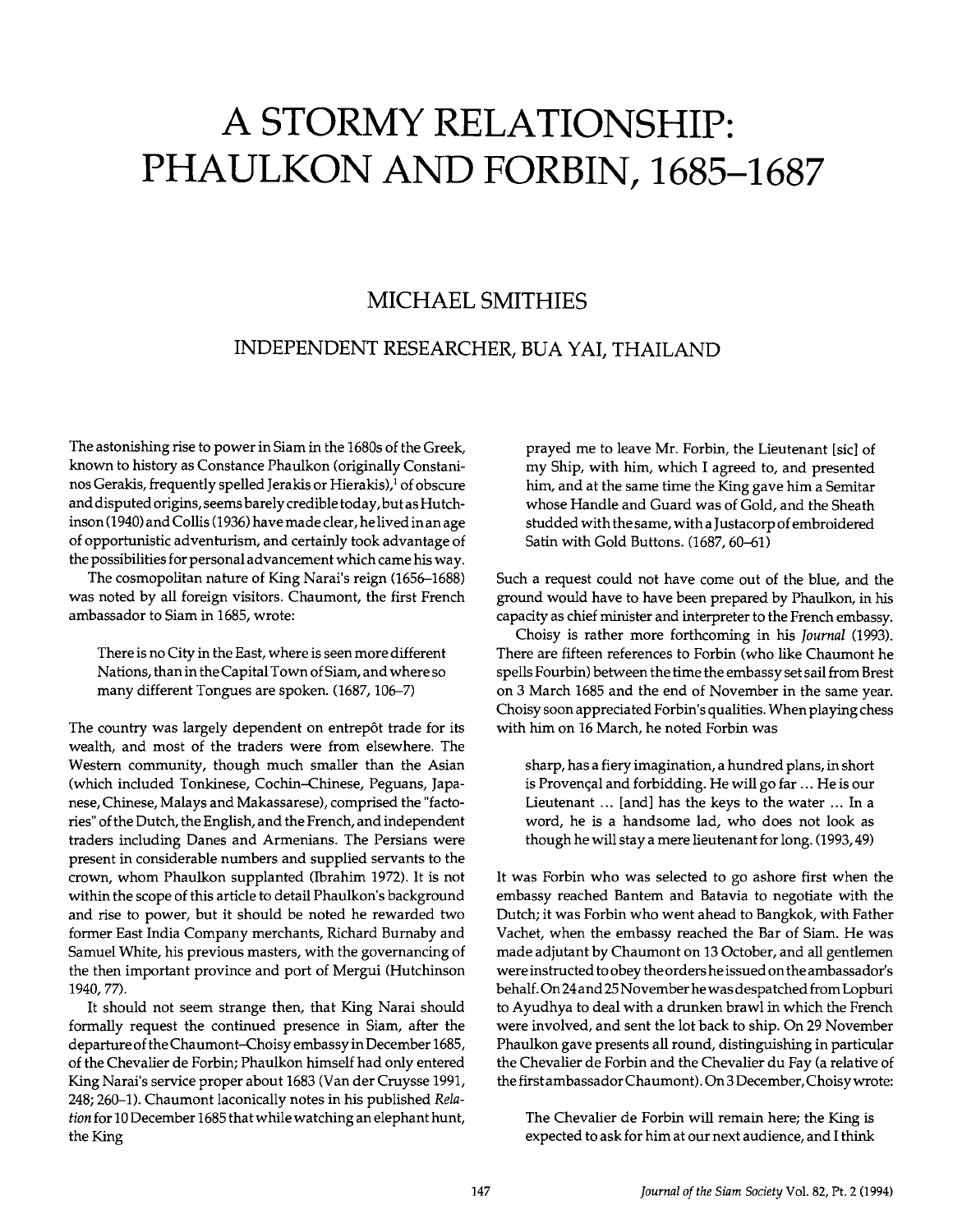# A STORMY RELATIONSHIP: PHAULKON AND FORBIN, 1685–1687

## MICHAEL SMITHIES

### INDEPENDENT RESEARCHER, BUA YAI, THAILAND

The astonishing rise to power in Siam in the 1680s of the Greek, known to history as Constance Phaulkon (originally Constaninos Gerakis, frequently spelled Jerakis or Hierakis),[1] of obscure and disputed origins, seems barely credible today, but as Hutchinson (1940) and Collis (1936) have made clear, he lived in an age of opportunistic adventurism, and certainly took advantage of the possibilities for personal advancement which came his way.

The cosmopolitan nature of King Narai's reign (1656–1688) was noted by all foreign visitors. Chaumont, the first French ambassador to Siam in 1685, wrote:

> There is no City in the East, where is seen more different Nations, than in the Capital Town of Siam, and where so many different Tongues are spoken. (1687, 106–7)

The country was largely dependent on entrepôt trade for its wealth, and most of the traders were from elsewhere. The Western community, though much smaller than the Asian (which included Tonkinese, Cochin-Chinese, Peguans, Japanese, Chinese, Malays and Makassarese), comprised the "factories" of the Dutch, the English, and the French, and independent traders including Danes and Armenians. The Persians were present in considerable numbers and supplied servants to the crown, whom Phaulkon supplanted (Ibrahim 1972). It is not within the scope of this article to detail Phaulkon's background and rise to power, but it should be noted he rewarded two former East India Company merchants, Richard Burnaby and Samuel White, his previous masters, with the governancing of the then important province and port of Mergui (Hutchinson 1940, 77).

It should not seem strange then, that King Narai should formally request the continued presence in Siam, after the departure of the Chaumont–Choisy embassy in December 1685, of the Chevalier de Forbin; Phaulkon himself had only entered King Narai's service proper about 1683 (Van der Cruysse 1991, 248; 260–1). Chaumont laconically notes in his published *Relation* for 10 December 1685 that while watching an elephant hunt, the King

> prayed me to leave Mr. Forbin, the Lieutenant [sic] of my Ship, with him, which I agreed to, and presented him, and at the same time the King gave him a Semitar whose Handle and Guard was of Gold, and the Sheath studded with the same, with a Justacorp of embroidered Satin with Gold Buttons. (1687, 60–61)

Such a request could not have come out of the blue, and the ground would have to have been prepared by Phaulkon, in his capacity as chief minister and interpreter to the French embassy.

Choisy is rather more forthcoming in his *Journal* (1993). There are fifteen references to Forbin (who like Chaumont he spells Fourbin) between the time the embassy set sail from Brest on 3 March 1685 and the end of November in the same year. Choisy soon appreciated Forbin's qualities. When playing chess with him on 16 March, he noted Forbin was

> sharp, has a fiery imagination, a hundred plans, in short is Provençal and forbidding. He will go far ... He is our Lieutenant ... [and] has the keys to the water ... In a word, he is a handsome lad, who does not look as though he will stay a mere lieutenant for long. (1993, 49)

It was Forbin who was selected to go ashore first when the embassy reached Bantem and Batavia to negotiate with the Dutch; it was Forbin who went ahead to Bangkok, with Father Vachet, when the embassy reached the Bar of Siam. He was made adjutant by Chaumont on 13 October, and all gentlemen were instructed to obey the orders he issued on the ambassador's behalf. On 24 and 25 November he was despatched from Lopburi to Ayudhya to deal with a drunken brawl in which the French were involved, and sent the lot back to ship. On 29 November Phaulkon gave presents all round, distinguishing in particular the Chevalier de Forbin and the Chevalier du Fay (a relative of the first ambassador Chaumont). On 3 December, Choisy wrote:

> The Chevalier de Forbin will remain here; the King is expected to ask for him at our next audience, and I think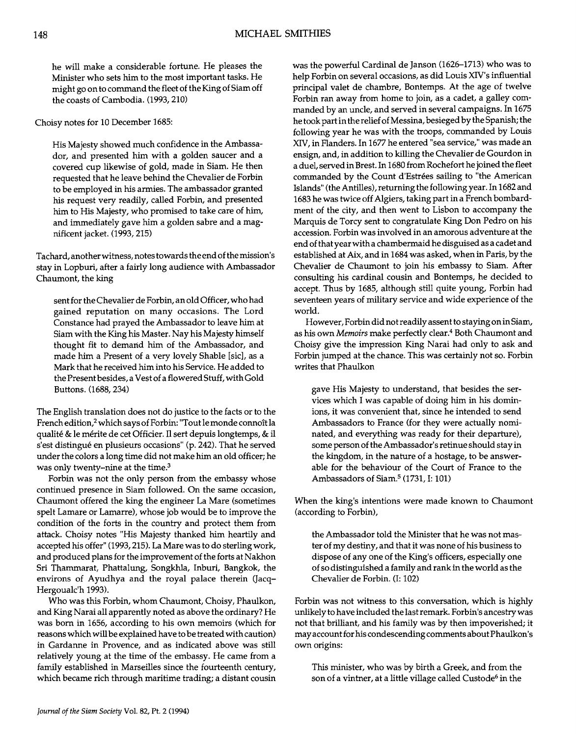he will make a considerable fortune. He pleases the Minister who sets him to the most important tasks. He might go on to command the fleet of the King of Siam off the coasts of Cambodia. (1993, 210)

Choisy notes for 10 December 1685:

> His Majesty showed much confidence in the Ambassador, and presented him with a golden saucer and a covered cup likewise of gold, made in Siam. He then requested that he leave behind the Chevalier de Forbin to be employed in his armies. The ambassador granted his request very readily, called Forbin, and presented him to His Majesty, who promised to take care of him, and immediately gave him a golden sabre and a magnificent jacket. (1993, 215)

Tachard, another witness, notes towards the end of the mission's stay in Lopburi, after a fairly long audience with Ambassador Chaumont, the king

> sent for the Chevalier de Forbin, an old Officer, who had gained reputation on many occasions. The Lord Constance had prayed the Ambassador to leave him at Siam with the King his Master. Nay his Majesty himself thought fit to demand him of the Ambassador, and made him a Present of a very lovely Shable [sic], as a Mark that he received him into his Service. He added to the Present besides, a Vest of a flowered Stuff, with Gold Buttons. (1688, 234)

The English translation does not do justice to the facts or to the French edition,[2] which says of Forbin: "Tout le monde connoît la qualité & le mérite de cet Officier. Il sert depuis longtemps, & il s'est distingué en plusieurs occasions" (p. 242). That he served under the colors a long time did not make him an old officer; he was only twenty-nine at the time.[3]

Forbin was not the only person from the embassy whose continued presence in Siam followed. On the same occasion, Chaumont offered the king the engineer La Mare (sometimes spelt Lamare or Lamarre), whose job would be to improve the condition of the forts in the country and protect them from attack. Choisy notes "His Majesty thanked him heartily and accepted his offer" (1993, 215). La Mare was to do sterling work, and produced plans for the improvement of the forts at Nakhon Sri Thammarat, Phattalung, Songkhla, Inburi, Bangkok, the environs of Ayudhya and the royal palace therein (Jacq-Hergoualc'h 1993).

Who was this Forbin, whom Chaumont, Choisy, Phaulkon, and King Narai all apparently noted as above the ordinary? He was born in 1656, according to his own memoirs (which for reasons which will be explained have to be treated with caution) in Gardanne in Provence, and as indicated above was still relatively young at the time of the embassy. He came from a family established in Marseilles since the fourteenth century, which became rich through maritime trading; a distant cousin was the powerful Cardinal de Janson (1626–1713) who was to help Forbin on several occasions, as did Louis XIV's influential principal valet de chambre, Bontemps. At the age of twelve Forbin ran away from home to join, as a cadet, a galley commanded by an uncle, and served in several campaigns. In 1675 he took part in the relief of Messina, besieged by the Spanish; the following year he was with the troops, commanded by Louis XIV, in Flanders. In 1677 he entered "sea service," was made an ensign, and, in addition to killing the Chevalier de Gourdon in a duel, served in Brest. In 1680 from Rochefort he joined the fleet commanded by the Count d'Estrées sailing to "the American Islands" (the Antilles), returning the following year. In 1682 and 1683 he was twice off Algiers, taking part in a French bombardment of the city, and then went to Lisbon to accompany the Marquis de Torcy sent to congratulate King Don Pedro on his accession. Forbin was involved in an amorous adventure at the end of that year with a chambermaid he disguised as a cadet and established at Aix, and in 1684 was asked, when in Paris, by the Chevalier de Chaumont to join his embassy to Siam. After consulting his cardinal cousin and Bontemps, he decided to accept. Thus by 1685, although still quite young, Forbin had seventeen years of military service and wide experience of the world.

However, Forbin did not readily assent to staying on in Siam, as his own *Memoirs* make perfectly clear.[4] Both Chaumont and Choisy give the impression King Narai had only to ask and Forbin jumped at the chance. This was certainly not so. Forbin writes that Phaulkon

> gave His Majesty to understand, that besides the services which I was capable of doing him in his dominions, it was convenient that, since he intended to send Ambassadors to France (for they were actually nominated, and everything was ready for their departure), some person of the Ambassador's retinue should stay in the kingdom, in the nature of a hostage, to be answerable for the behaviour of the Court of France to the Ambassadors of Siam.[5] (1731, I: 101)

When the king's intentions were made known to Chaumont (according to Forbin),

> the Ambassador told the Minister that he was not master of my destiny, and that it was none of his business to dispose of any one of the King's officers, especially one of so distinguished a family and rank in the world as the Chevalier de Forbin. (I: 102)

Forbin was not witness to this conversation, which is highly unlikely to have included the last remark. Forbin's ancestry was not that brilliant, and his family was by then impoverished; it may account for his condescending comments about Phaulkon's own origins:

> This minister, who was by birth a Greek, and from the son of a vintner, at a little village called Custode[6] in the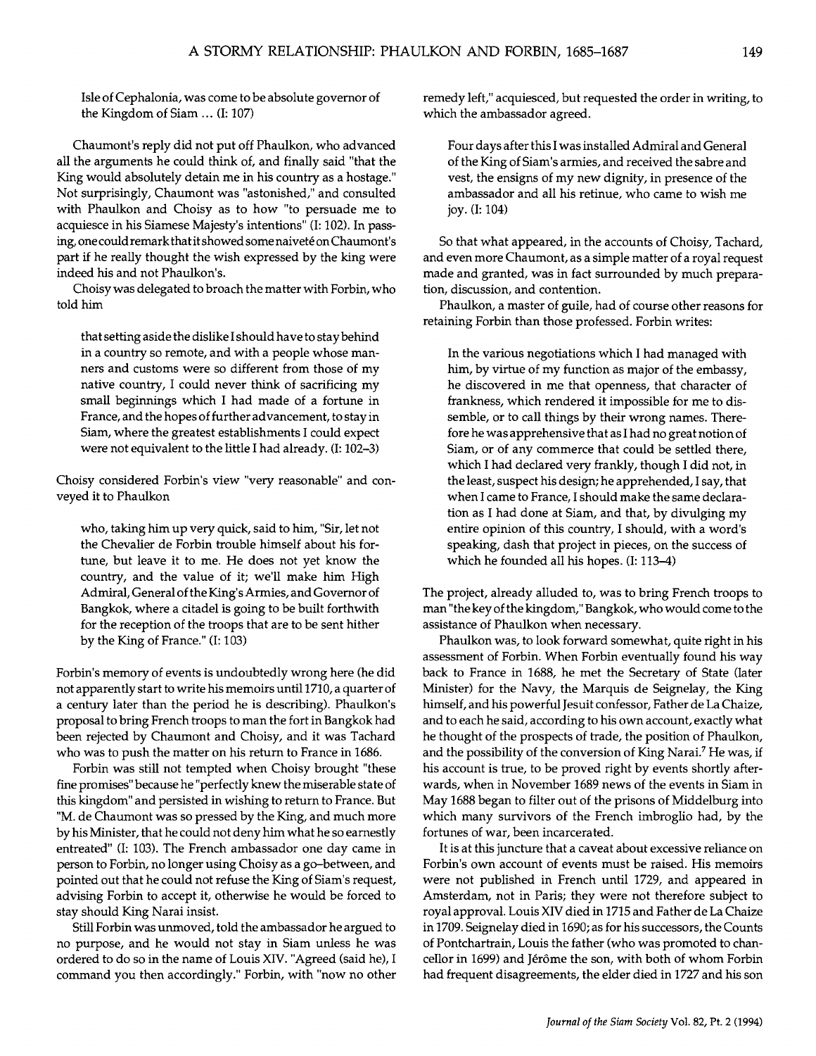Isle of Cephalonia, was come to be absolute governor of the Kingdom of Siam ... (I: 107)

Chaumont's reply did not put off Phaulkon, who advanced all the arguments he could think of, and finally said "that the King would absolutely detain me in his country as a hostage." Not surprisingly, Chaumont was "astonished," and consulted with Phaulkon and Choisy as to how "to persuade me to acquiesce in his Siamese Majesty's intentions" (I: 102). In passing, one could remark that it showed some naiveté on Chaumont's part if he really thought the wish expressed by the king were indeed his and not Phaulkon's.

Choisy was delegated to broach the matter with Forbin, who told him

> that setting aside the dislike I should have to stay behind in a country so remote, and with a people whose manners and customs were so different from those of my native country, I could never think of sacrificing my small beginnings which I had made of a fortune in France, and the hopes of further advancement, to stay in Siam, where the greatest establishments I could expect were not equivalent to the little I had already. (I: 102–3)

Choisy considered Forbin's view "very reasonable" and conveyed it to Phaulkon

> who, taking him up very quick, said to him, "Sir, let not the Chevalier de Forbin trouble himself about his fortune, but leave it to me. He does not yet know the country, and the value of it; we'll make him High Admiral, General of the King's Armies, and Governor of Bangkok, where a citadel is going to be built forthwith for the reception of the troops that are to be sent hither by the King of France." (I: 103)

Forbin's memory of events is undoubtedly wrong here (he did not apparently start to write his memoirs until 1710, a quarter of a century later than the period he is describing). Phaulkon's proposal to bring French troops to man the fort in Bangkok had been rejected by Chaumont and Choisy, and it was Tachard who was to push the matter on his return to France in 1686.

Forbin was still not tempted when Choisy brought "these fine promises" because he "perfectly knew the miserable state of this kingdom" and persisted in wishing to return to France. But "M. de Chaumont was so pressed by the King, and much more by his Minister, that he could not deny him what he so earnestly entreated" (I: 103). The French ambassador one day came in person to Forbin, no longer using Choisy as a go-between, and pointed out that he could not refuse the King of Siam's request, advising Forbin to accept it, otherwise he would be forced to stay should King Narai insist.

Still Forbin was unmoved, told the ambassador he argued to no purpose, and he would not stay in Siam unless he was ordered to do so in the name of Louis XIV. "Agreed (said he), I command you then accordingly." Forbin, with "now no other remedy left," acquiesced, but requested the order in writing, to which the ambassador agreed.

> Four days after this I was installed Admiral and General of the King of Siam's armies, and received the sabre and vest, the ensigns of my new dignity, in presence of the ambassador and all his retinue, who came to wish me joy. (I: 104)

So that what appeared, in the accounts of Choisy, Tachard, and even more Chaumont, as a simple matter of a royal request made and granted, was in fact surrounded by much preparation, discussion, and contention.

Phaulkon, a master of guile, had of course other reasons for retaining Forbin than those professed. Forbin writes:

> In the various negotiations which I had managed with him, by virtue of my function as major of the embassy, he discovered in me that openness, that character of frankness, which rendered it impossible for me to dissemble, or to call things by their wrong names. Therefore he was apprehensive that as I had no great notion of Siam, or of any commerce that could be settled there, which I had declared very frankly, though I did not, in the least, suspect his design; he apprehended, I say, that when I came to France, I should make the same declaration as I had done at Siam, and that, by divulging my entire opinion of this country, I should, with a word's speaking, dash that project in pieces, on the success of which he founded all his hopes. (I: 113–4)

The project, already alluded to, was to bring French troops to man "the key of the kingdom," Bangkok, who would come to the assistance of Phaulkon when necessary.

Phaulkon was, to look forward somewhat, quite right in his assessment of Forbin. When Forbin eventually found his way back to France in 1688, he met the Secretary of State (later Minister) for the Navy, the Marquis de Seignelay, the King himself, and his powerful Jesuit confessor, Father de La Chaize, and to each he said, according to his own account, exactly what he thought of the prospects of trade, the position of Phaulkon, and the possibility of the conversion of King Narai.[7] He was, if his account is true, to be proved right by events shortly afterwards, when in November 1689 news of the events in Siam in May 1688 began to filter out of the prisons of Middelburg into which many survivors of the French imbroglio had, by the fortunes of war, been incarcerated.

It is at this juncture that a caveat about excessive reliance on Forbin's own account of events must be raised. His memoirs were not published in French until 1729, and appeared in Amsterdam, not in Paris; they were not therefore subject to royal approval. Louis XIV died in 1715 and Father de La Chaize in 1709. Seignelay died in 1690; as for his successors, the Counts of Pontchartrain, Louis the father (who was promoted to chancellor in 1699) and Jérôme the son, with both of whom Forbin had frequent disagreements, the elder died in 1727 and his son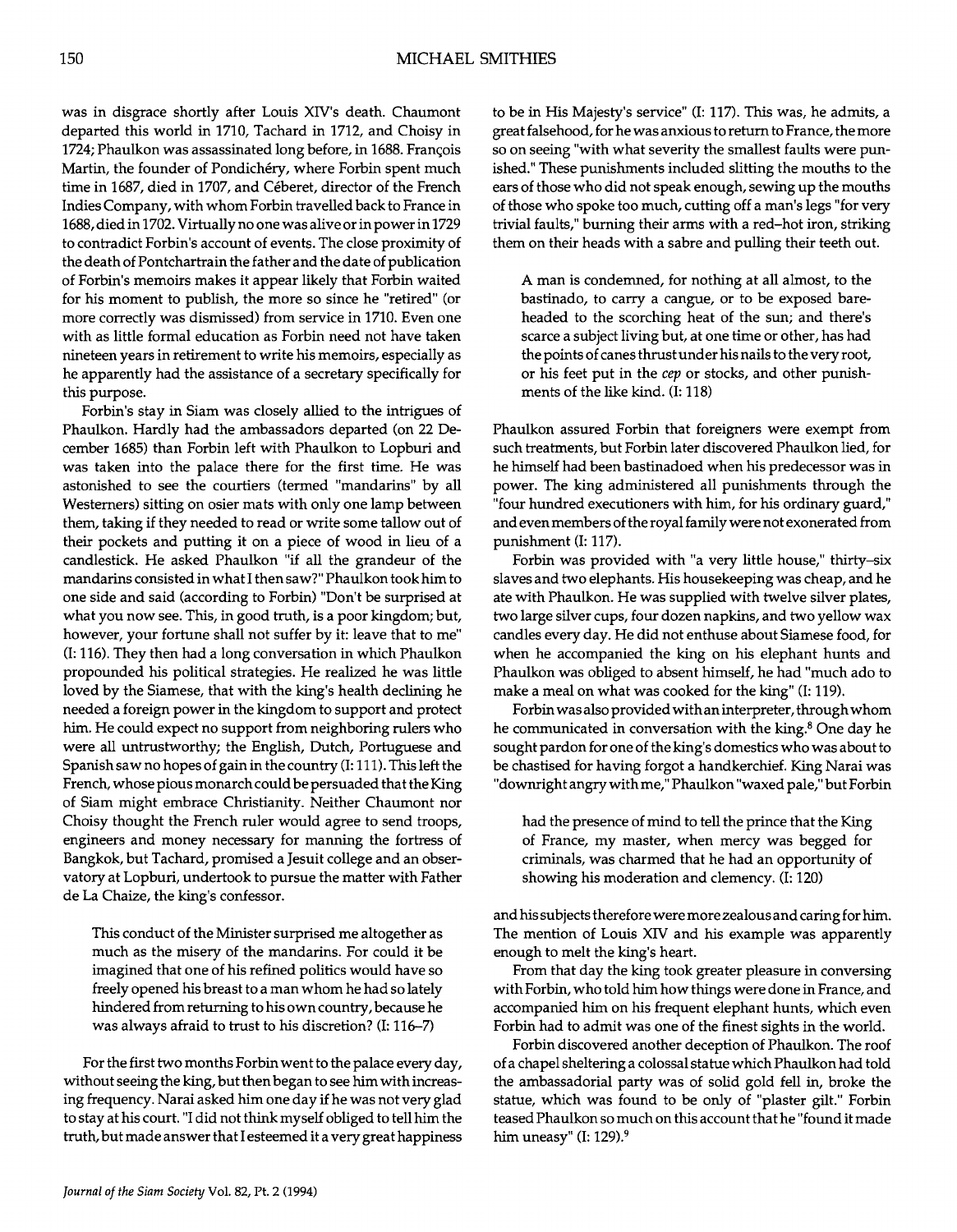was in disgrace shortly after Louis XIV's death. Chaumont departed this world in 1710, Tachard in 1712, and Choisy in 1724; Phaulkon was assassinated long before, in 1688. François Martin, the founder of Pondichéry, where Forbin spent much time in 1687, died in 1707, and Céberet, director of the French Indies Company, with whom Forbin travelled back to France in 1688, died in 1702. Virtually no one was alive or in power in 1729 to contradict Forbin's account of events. The close proximity of the death of Pontchartrain the father and the date of publication of Forbin's memoirs makes it appear likely that Forbin waited for his moment to publish, the more so since he "retired" (or more correctly was dismissed) from service in 1710. Even one with as little formal education as Forbin need not have taken nineteen years in retirement to write his memoirs, especially as he apparently had the assistance of a secretary specifically for this purpose.

Forbin's stay in Siam was closely allied to the intrigues of Phaulkon. Hardly had the ambassadors departed (on 22 December 1685) than Forbin left with Phaulkon to Lopburi and was taken into the palace there for the first time. He was astonished to see the courtiers (termed "mandarins" by all Westerners) sitting on osier mats with only one lamp between them, taking if they needed to read or write some tallow out of their pockets and putting it on a piece of wood in lieu of a candlestick. He asked Phaulkon "if all the grandeur of the mandarins consisted in what I then saw?" Phaulkon took him to one side and said (according to Forbin) "Don't be surprised at what you now see. This, in good truth, is a poor kingdom; but, however, your fortune shall not suffer by it: leave that to me" (I: 116). They then had a long conversation in which Phaulkon propounded his political strategies. He realized he was little loved by the Siamese, that with the king's health declining he needed a foreign power in the kingdom to support and protect him. He could expect no support from neighboring rulers who were all untrustworthy; the English, Dutch, Portuguese and Spanish saw no hopes of gain in the country (I: 111). This left the French, whose pious monarch could be persuaded that the King of Siam might embrace Christianity. Neither Chaumont nor Choisy thought the French ruler would agree to send troops, engineers and money necessary for manning the fortress of Bangkok, but Tachard, promised a Jesuit college and an observatory at Lopburi, undertook to pursue the matter with Father de La Chaize, the king's confessor.

> This conduct of the Minister surprised me altogether as much as the misery of the mandarins. For could it be imagined that one of his refined politics would have so freely opened his breast to a man whom he had so lately hindered from returning to his own country, because he was always afraid to trust to his discretion? (I: 116–7)

For the first two months Forbin went to the palace every day, without seeing the king, but then began to see him with increasing frequency. Narai asked him one day if he was not very glad to stay at his court. "I did not think myself obliged to tell him the truth, but made answer that I esteemed it a very great happiness to be in His Majesty's service" (I: 117). This was, he admits, a great falsehood, for he was anxious to return to France, the more so on seeing "with what severity the smallest faults were punished." These punishments included slitting the mouths to the ears of those who did not speak enough, sewing up the mouths of those who spoke too much, cutting off a man's legs "for very trivial faults," burning their arms with a red–hot iron, striking them on their heads with a sabre and pulling their teeth out.

> A man is condemned, for nothing at all almost, to the bastinado, to carry a cangue, or to be exposed bareheaded to the scorching heat of the sun; and there's scarce a subject living but, at one time or other, has had the points of canes thrust under his nails to the very root, or his feet put in the *cep* or stocks, and other punishments of the like kind. (I: 118)

Phaulkon assured Forbin that foreigners were exempt from such treatments, but Forbin later discovered Phaulkon lied, for he himself had been bastinadoed when his predecessor was in power. The king administered all punishments through the "four hundred executioners with him, for his ordinary guard," and even members of the royal family were not exonerated from punishment (I: 117).

Forbin was provided with "a very little house," thirty–six slaves and two elephants. His housekeeping was cheap, and he ate with Phaulkon. He was supplied with twelve silver plates, two large silver cups, four dozen napkins, and two yellow wax candles every day. He did not enthuse about Siamese food, for when he accompanied the king on his elephant hunts and Phaulkon was obliged to absent himself, he had "much ado to make a meal on what was cooked for the king" (I: 119).

Forbin was also provided with an interpreter, through whom he communicated in conversation with the king.[8] One day he sought pardon for one of the king's domestics who was about to be chastised for having forgot a handkerchief. King Narai was "downright angry with me," Phaulkon "waxed pale," but Forbin

> had the presence of mind to tell the prince that the King of France, my master, when mercy was begged for criminals, was charmed that he had an opportunity of showing his moderation and clemency. (I: 120)

and his subjects therefore were more zealous and caring for him. The mention of Louis XIV and his example was apparently enough to melt the king's heart.

From that day the king took greater pleasure in conversing with Forbin, who told him how things were done in France, and accompanied him on his frequent elephant hunts, which even Forbin had to admit was one of the finest sights in the world.

Forbin discovered another deception of Phaulkon. The roof of a chapel sheltering a colossal statue which Phaulkon had told the ambassadorial party was of solid gold fell in, broke the statue, which was found to be only of "plaster gilt." Forbin teased Phaulkon so much on this account that he "found it made him uneasy" (I: 129).[9]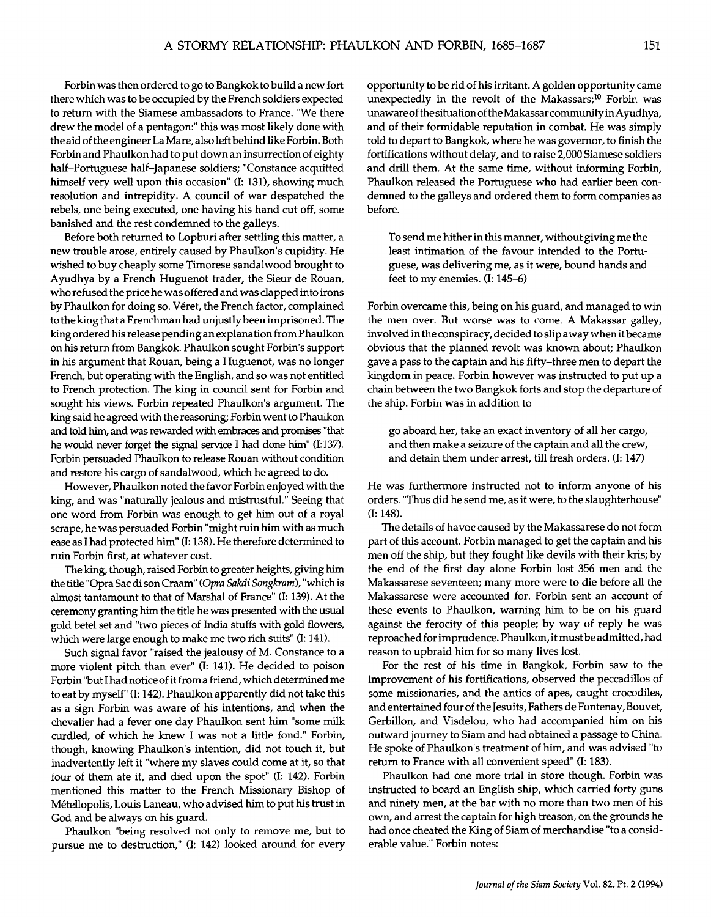Forbin was then ordered to go to Bangkok to build a new fort there which was to be occupied by the French soldiers expected to return with the Siamese ambassadors to France. "We there drew the model of a pentagon:" this was most likely done with the aid of the engineer La Mare, also left behind like Forbin. Both Forbin and Phaulkon had to put down an insurrection of eighty half-Portuguese half-Japanese soldiers; "Constance acquitted himself very well upon this occasion" (I: 131), showing much resolution and intrepidity. A council of war despatched the rebels, one being executed, one having his hand cut off, some banished and the rest condemned to the galleys.

Before both returned to Lopburi after settling this matter, a new trouble arose, entirely caused by Phaulkon's cupidity. He wished to buy cheaply some Timorese sandalwood brought to Ayudhya by a French Huguenot trader, the Sieur de Rouan, who refused the price he was offered and was clapped into irons by Phaulkon for doing so. Véret, the French factor, complained to the king that a Frenchman had unjustly been imprisoned. The king ordered his release pending an explanation from Phaulkon on his return from Bangkok. Phaulkon sought Forbin's support in his argument that Rouan, being a Huguenot, was no longer French, but operating with the English, and so was not entitled to French protection. The king in council sent for Forbin and sought his views. Forbin repeated Phaulkon's argument. The king said he agreed with the reasoning; Forbin went to Phaulkon and told him, and was rewarded with embraces and promises "that he would never forget the signal service I had done him" (I:137). Forbin persuaded Phaulkon to release Rouan without condition and restore his cargo of sandalwood, which he agreed to do.

However, Phaulkon noted the favor Forbin enjoyed with the king, and was "naturally jealous and mistrustful." Seeing that one word from Forbin was enough to get him out of a royal scrape, he was persuaded Forbin "might ruin him with as much ease as I had protected him" (I: 138). He therefore determined to ruin Forbin first, at whatever cost.

The king, though, raised Forbin to greater heights, giving him the title "Opra Sac di son Craam" (*Opra Sakdi Songkram*), "which is almost tantamount to that of Marshal of France" (I: 139). At the ceremony granting him the title he was presented with the usual gold betel set and "two pieces of India stuffs with gold flowers, which were large enough to make me two rich suits" (I: 141).

Such signal favor "raised the jealousy of M. Constance to a more violent pitch than ever" (I: 141). He decided to poison Forbin "but I had notice of it from a friend, which determined me to eat by myself" (I: 142). Phaulkon apparently did not take this as a sign Forbin was aware of his intentions, and when the chevalier had a fever one day Phaulkon sent him "some milk curdled, of which he knew I was not a little fond." Forbin, though, knowing Phaulkon's intention, did not touch it, but inadvertently left it "where my slaves could come at it, so that four of them ate it, and died upon the spot" (I: 142). Forbin mentioned this matter to the French Missionary Bishop of Métellopolis, Louis Laneau, who advised him to put his trust in God and be always on his guard.

Phaulkon "being resolved not only to remove me, but to pursue me to destruction," (I: 142) looked around for every opportunity to be rid of his irritant. A golden opportunity came unexpectedly in the revolt of the Makassars;[10] Forbin was unaware of the situation of the Makassar community in Ayudhya, and of their formidable reputation in combat. He was simply told to depart to Bangkok, where he was governor, to finish the fortifications without delay, and to raise 2,000 Siamese soldiers and drill them. At the same time, without informing Forbin, Phaulkon released the Portuguese who had earlier been condemned to the galleys and ordered them to form companies as before.

> To send me hither in this manner, without giving me the least intimation of the favour intended to the Portuguese, was delivering me, as it were, bound hands and feet to my enemies. (I: 145–6)

Forbin overcame this, being on his guard, and managed to win the men over. But worse was to come. A Makassar galley, involved in the conspiracy, decided to slip away when it became obvious that the planned revolt was known about; Phaulkon gave a pass to the captain and his fifty-three men to depart the kingdom in peace. Forbin however was instructed to put up a chain between the two Bangkok forts and stop the departure of the ship. Forbin was in addition to

> go aboard her, take an exact inventory of all her cargo, and then make a seizure of the captain and all the crew, and detain them under arrest, till fresh orders. (I: 147)

He was furthermore instructed not to inform anyone of his orders. "Thus did he send me, as it were, to the slaughterhouse" (I: 148).

The details of havoc caused by the Makassarese do not form part of this account. Forbin managed to get the captain and his men off the ship, but they fought like devils with their kris; by the end of the first day alone Forbin lost 356 men and the Makassarese seventeen; many more were to die before all the Makassarese were accounted for. Forbin sent an account of these events to Phaulkon, warning him to be on his guard against the ferocity of this people; by way of reply he was reproached for imprudence. Phaulkon, it must be admitted, had reason to upbraid him for so many lives lost.

For the rest of his time in Bangkok, Forbin saw to the improvement of his fortifications, observed the peccadillos of some missionaries, and the antics of apes, caught crocodiles, and entertained four of the Jesuits, Fathers de Fontenay, Bouvet, Gerbillon, and Visdelou, who had accompanied him on his outward journey to Siam and had obtained a passage to China. He spoke of Phaulkon's treatment of him, and was advised "to return to France with all convenient speed" (I: 183).

Phaulkon had one more trial in store though. Forbin was instructed to board an English ship, which carried forty guns and ninety men, at the bar with no more than two men of his own, and arrest the captain for high treason, on the grounds he had once cheated the King of Siam of merchandise "to a considerable value." Forbin notes: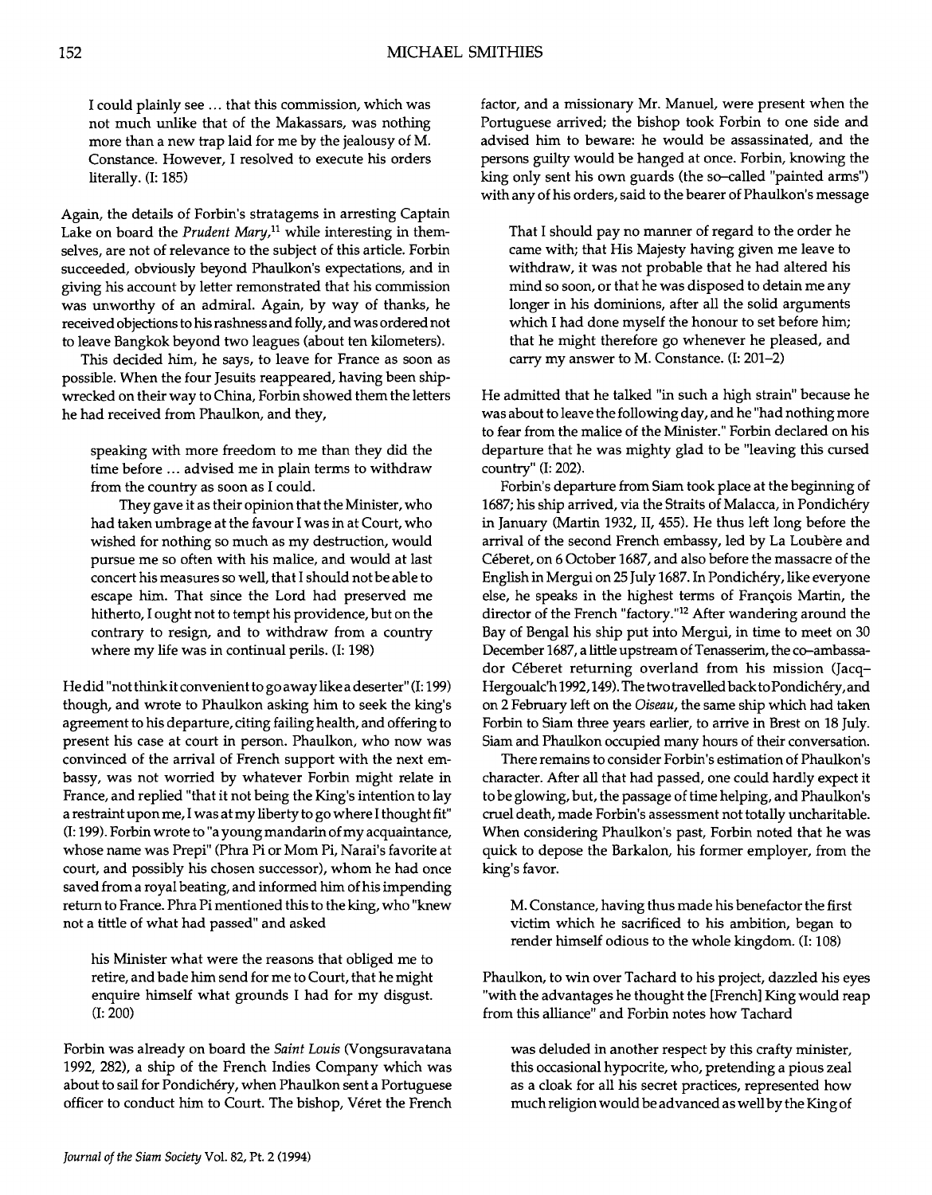I could plainly see ... that this commission, which was not much unlike that of the Makassars, was nothing more than a new trap laid for me by the jealousy of M. Constance. However, I resolved to execute his orders literally. (I: 185)

Again, the details of Forbin's stratagems in arresting Captain Lake on board the *Prudent Mary*,[11] while interesting in themselves, are not of relevance to the subject of this article. Forbin succeeded, obviously beyond Phaulkon's expectations, and in giving his account by letter remonstrated that his commission was unworthy of an admiral. Again, by way of thanks, he received objections to his rashness and folly, and was ordered not to leave Bangkok beyond two leagues (about ten kilometers).

This decided him, he says, to leave for France as soon as possible. When the four Jesuits reappeared, having been shipwrecked on their way to China, Forbin showed them the letters he had received from Phaulkon, and they,

> speaking with more freedom to me than they did the time before ... advised me in plain terms to withdraw from the country as soon as I could.
>
> They gave it as their opinion that the Minister, who had taken umbrage at the favour I was in at Court, who wished for nothing so much as my destruction, would pursue me so often with his malice, and would at last concert his measures so well, that I should not be able to escape him. That since the Lord had preserved me hitherto, I ought not to tempt his providence, but on the contrary to resign, and to withdraw from a country where my life was in continual perils. (I: 198)

He did "not think it convenient to go away like a deserter" (I: 199) though, and wrote to Phaulkon asking him to seek the king's agreement to his departure, citing failing health, and offering to present his case at court in person. Phaulkon, who now was convinced of the arrival of French support with the next embassy, was not worried by whatever Forbin might relate in France, and replied "that it not being the King's intention to lay a restraint upon me, I was at my liberty to go where I thought fit" (I: 199). Forbin wrote to "a young mandarin of my acquaintance, whose name was Prepi" (Phra Pi or Mom Pi, Narai's favorite at court, and possibly his chosen successor), whom he had once saved from a royal beating, and informed him of his impending return to France. Phra Pi mentioned this to the king, who "knew not a tittle of what had passed" and asked

> his Minister what were the reasons that obliged me to retire, and bade him send for me to Court, that he might enquire himself what grounds I had for my disgust. (I: 200)

Forbin was already on board the *Saint Louis* (Vongsuravatana 1992, 282), a ship of the French Indies Company which was about to sail for Pondichéry, when Phaulkon sent a Portuguese officer to conduct him to Court. The bishop, Véret the French factor, and a missionary Mr. Manuel, were present when the Portuguese arrived; the bishop took Forbin to one side and advised him to beware: he would be assassinated, and the persons guilty would be hanged at once. Forbin, knowing the king only sent his own guards (the so-called "painted arms") with any of his orders, said to the bearer of Phaulkon's message

> That I should pay no manner of regard to the order he came with; that His Majesty having given me leave to withdraw, it was not probable that he had altered his mind so soon, or that he was disposed to detain me any longer in his dominions, after all the solid arguments which I had done myself the honour to set before him; that he might therefore go whenever he pleased, and carry my answer to M. Constance. (I: 201–2)

He admitted that he talked "in such a high strain" because he was about to leave the following day, and he "had nothing more to fear from the malice of the Minister." Forbin declared on his departure that he was mighty glad to be "leaving this cursed country" (I: 202).

Forbin's departure from Siam took place at the beginning of 1687; his ship arrived, via the Straits of Malacca, in Pondichéry in January (Martin 1932, II, 455). He thus left long before the arrival of the second French embassy, led by La Loubère and Céberet, on 6 October 1687, and also before the massacre of the English in Mergui on 25 July 1687. In Pondichéry, like everyone else, he speaks in the highest terms of François Martin, the director of the French "factory."[12] After wandering around the Bay of Bengal his ship put into Mergui, in time to meet on 30 December 1687, a little upstream of Tenasserim, the co-ambassador Céberet returning overland from his mission (Jacq-Hergoualc'h 1992, 149). The two travelled back to Pondichéry, and on 2 February left on the *Oiseau*, the same ship which had taken Forbin to Siam three years earlier, to arrive in Brest on 18 July. Siam and Phaulkon occupied many hours of their conversation.

There remains to consider Forbin's estimation of Phaulkon's character. After all that had passed, one could hardly expect it to be glowing, but, the passage of time helping, and Phaulkon's cruel death, made Forbin's assessment not totally uncharitable. When considering Phaulkon's past, Forbin noted that he was quick to depose the Barkalon, his former employer, from the king's favor.

> M. Constance, having thus made his benefactor the first victim which he sacrificed to his ambition, began to render himself odious to the whole kingdom. (I: 108)

Phaulkon, to win over Tachard to his project, dazzled his eyes "with the advantages he thought the [French] King would reap from this alliance" and Forbin notes how Tachard

> was deluded in another respect by this crafty minister, this occasional hypocrite, who, pretending a pious zeal as a cloak for all his secret practices, represented how much religion would be advanced as well by the King of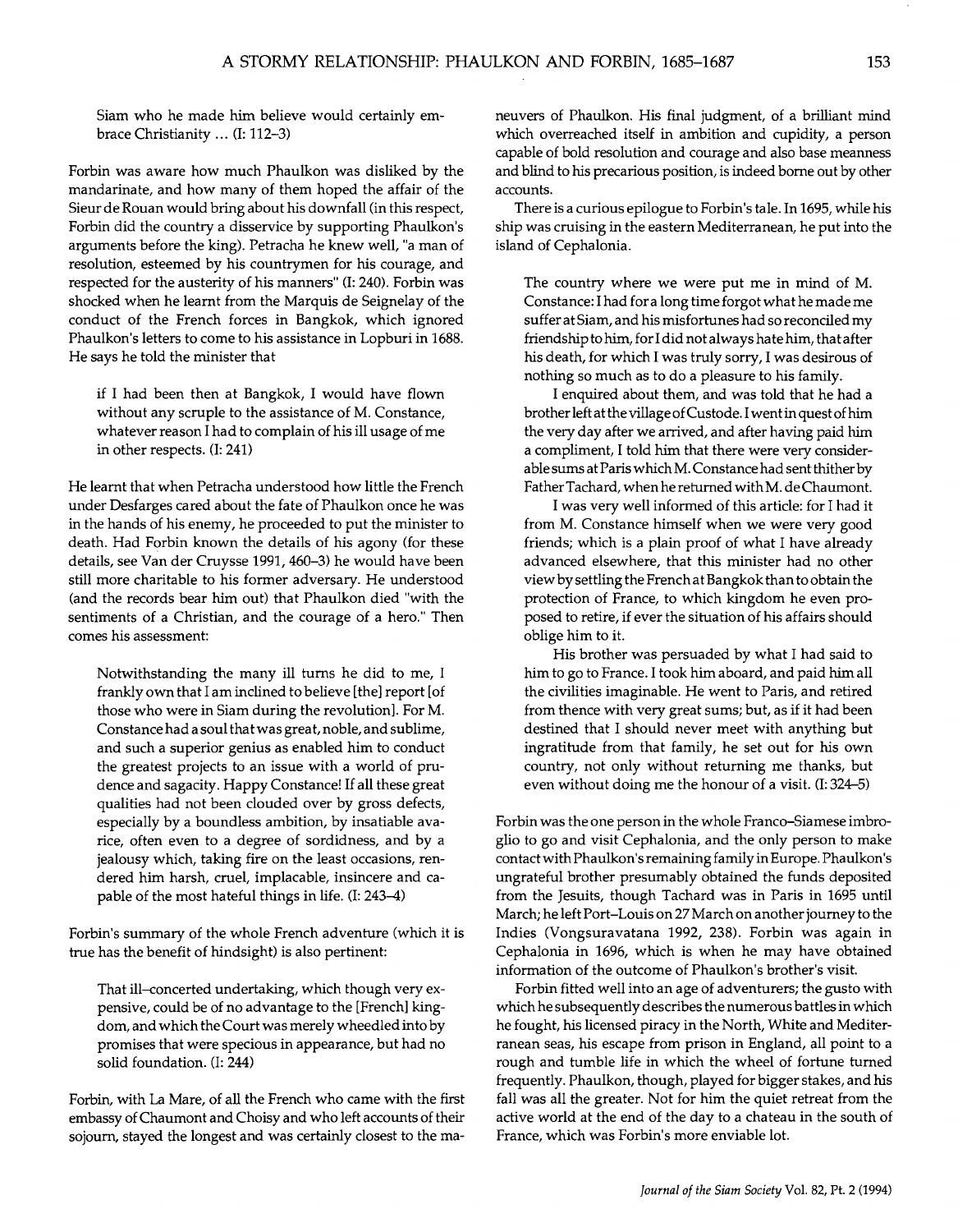Siam who he made him believe would certainly embrace Christianity ... (I: 112–3)

Forbin was aware how much Phaulkon was disliked by the mandarinate, and how many of them hoped the affair of the Sieur de Rouan would bring about his downfall (in this respect, Forbin did the country a disservice by supporting Phaulkon's arguments before the king). Petracha he knew well, "a man of resolution, esteemed by his countrymen for his courage, and respected for the austerity of his manners" (I: 240). Forbin was shocked when he learnt from the Marquis de Seignelay of the conduct of the French forces in Bangkok, which ignored Phaulkon's letters to come to his assistance in Lopburi in 1688. He says he told the minister that

> if I had been then at Bangkok, I would have flown without any scruple to the assistance of M. Constance, whatever reason I had to complain of his ill usage of me in other respects. (I: 241)

He learnt that when Petracha understood how little the French under Desfarges cared about the fate of Phaulkon once he was in the hands of his enemy, he proceeded to put the minister to death. Had Forbin known the details of his agony (for these details, see Van der Cruysse 1991, 460–3) he would have been still more charitable to his former adversary. He understood (and the records bear him out) that Phaulkon died "with the sentiments of a Christian, and the courage of a hero." Then comes his assessment:

> Notwithstanding the many ill turns he did to me, I frankly own that I am inclined to believe [the] report [of those who were in Siam during the revolution]. For M. Constance had a soul that was great, noble, and sublime, and such a superior genius as enabled him to conduct the greatest projects to an issue with a world of prudence and sagacity. Happy Constance! If all these great qualities had not been clouded over by gross defects, especially by a boundless ambition, by insatiable avarice, often even to a degree of sordidness, and by a jealousy which, taking fire on the least occasions, rendered him harsh, cruel, implacable, insincere and capable of the most hateful things in life. (I: 243–4)

Forbin's summary of the whole French adventure (which it is true has the benefit of hindsight) is also pertinent:

> That ill–concerted undertaking, which though very expensive, could be of no advantage to the [French] kingdom, and which the Court was merely wheedled into by promises that were specious in appearance, but had no solid foundation. (I: 244)

Forbin, with La Mare, of all the French who came with the first embassy of Chaumont and Choisy and who left accounts of their sojourn, stayed the longest and was certainly closest to the maneuvers of Phaulkon. His final judgment, of a brilliant mind which overreached itself in ambition and cupidity, a person capable of bold resolution and courage and also base meanness and blind to his precarious position, is indeed borne out by other accounts.

There is a curious epilogue to Forbin's tale. In 1695, while his ship was cruising in the eastern Mediterranean, he put into the island of Cephalonia.

> The country where we were put me in mind of M. Constance: I had for a long time forgot what he made me suffer at Siam, and his misfortunes had so reconciled my friendship to him, for I did not always hate him, that after his death, for which I was truly sorry, I was desirous of nothing so much as to do a pleasure to his family.
>
> I enquired about them, and was told that he had a brother left at the village of Custode. I went in quest of him the very day after we arrived, and after having paid him a compliment, I told him that there were very considerable sums at Paris which M. Constance had sent thither by Father Tachard, when he returned with M. de Chaumont.
>
> I was very well informed of this article: for I had it from M. Constance himself when we were very good friends; which is a plain proof of what I have already advanced elsewhere, that this minister had no other view by settling the French at Bangkok than to obtain the protection of France, to which kingdom he even proposed to retire, if ever the situation of his affairs should oblige him to it.
>
> His brother was persuaded by what I had said to him to go to France. I took him aboard, and paid him all the civilities imaginable. He went to Paris, and retired from thence with very great sums; but, as if it had been destined that I should never meet with anything but ingratitude from that family, he set out for his own country, not only without returning me thanks, but even without doing me the honour of a visit. (I: 324–5)

Forbin was the one person in the whole Franco–Siamese imbroglio to go and visit Cephalonia, and the only person to make contact with Phaulkon's remaining family in Europe. Phaulkon's ungrateful brother presumably obtained the funds deposited from the Jesuits, though Tachard was in Paris in 1695 until March; he left Port–Louis on 27 March on another journey to the Indies (Vongsuravatana 1992, 238). Forbin was again in Cephalonia in 1696, which is when he may have obtained information of the outcome of Phaulkon's brother's visit.

Forbin fitted well into an age of adventurers; the gusto with which he subsequently describes the numerous battles in which he fought, his licensed piracy in the North, White and Mediterranean seas, his escape from prison in England, all point to a rough and tumble life in which the wheel of fortune turned frequently. Phaulkon, though, played for bigger stakes, and his fall was all the greater. Not for him the quiet retreat from the active world at the end of the day to a chateau in the south of France, which was Forbin's more enviable lot.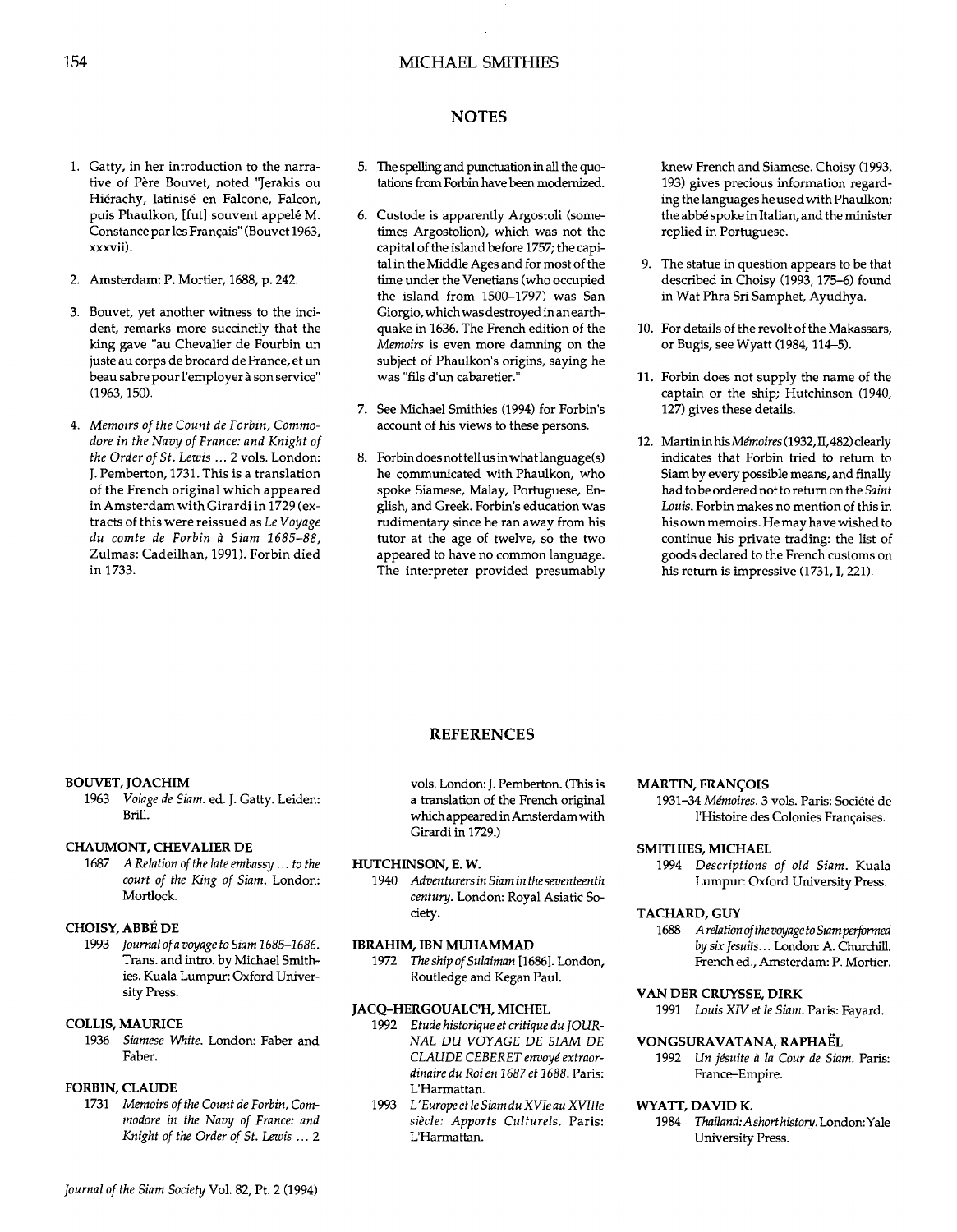## NOTES

1. Gatty, in her introduction to the narrative of Père Bouvet, noted "Jerakis ou Hiérachy, latinisé en Falcone, Falcon, puis Phaulkon, [fut] souvent appelé M. Constance par les Français" (Bouvet 1963, xxxvii).

2. Amsterdam: P. Mortier, 1688, p. 242.

3. Bouvet, yet another witness to the incident, remarks more succinctly that the king gave "au Chevalier de Fourbin un juste au corps de brocard de France, et un beau sabre pour l'employer à son service" (1963, 150).

4. *Memoirs of the Count de Forbin, Commodore in the Navy of France: and Knight of the Order of St. Lewis* ... 2 vols. London: J. Pemberton, 1731. This is a translation of the French original which appeared in Amsterdam with Girardi in 1729 (extracts of this were reissued as *Le Voyage du comte de Forbin à Siam 1685–88*, Zulmas: Cadeilhan, 1991). Forbin died in 1733.

5. The spelling and punctuation in all the quotations from Forbin have been modernized.

6. Custode is apparently Argostoli (sometimes Argostolion), which was not the capital of the island before 1757; the capital in the Middle Ages and for most of the time under the Venetians (who occupied the island from 1500–1797) was San Giorgio, which was destroyed in an earthquake in 1636. The French edition of the *Memoirs* is even more damning on the subject of Phaulkon's origins, saying he was "fils d'un cabaretier."

7. See Michael Smithies (1994) for Forbin's account of his views to these persons.

8. Forbin does not tell us in what language(s) he communicated with Phaulkon, who spoke Siamese, Malay, Portuguese, English, and Greek. Forbin's education was rudimentary since he ran away from his tutor at the age of twelve, so the two appeared to have no common language. The interpreter provided presumably knew French and Siamese. Choisy (1993, 193) gives precious information regarding the languages he used with Phaulkon; the abbé spoke in Italian, and the minister replied in Portuguese.

9. The statue in question appears to be that described in Choisy (1993, 175–6) found in Wat Phra Sri Samphet, Ayudhya.

10. For details of the revolt of the Makassars, or Bugis, see Wyatt (1984, 114–5).

11. Forbin does not supply the name of the captain or the ship; Hutchinson (1940, 127) gives these details.

12. Martin in his *Mémoires* (1932, II, 482) clearly indicates that Forbin tried to return to Siam by every possible means, and finally had to be ordered not to return on the *Saint Louis*. Forbin makes no mention of this in his own memoirs. He may have wished to continue his private trading: the list of goods declared to the French customs on his return is impressive (1731, I, 221).

## REFERENCES

**BOUVET, JOACHIM**
1963 *Voiage de Siam*. ed. J. Gatty. Leiden: Brill.

**CHAUMONT, CHEVALIER DE**
1687 *A Relation of the late embassy ... to the court of the King of Siam*. London: Mortlock.

**CHOISY, ABBÉ DE**
1993 *Journal of a voyage to Siam 1685–1686*. Trans. and intro. by Michael Smithies. Kuala Lumpur: Oxford University Press.

**COLLIS, MAURICE**
1936 *Siamese White*. London: Faber and Faber.

**FORBIN, CLAUDE**
1731 *Memoirs of the Count de Forbin, Commodore in the Navy of France: and Knight of the Order of St. Lewis* ... 2 vols. London: J. Pemberton. (This is a translation of the French original which appeared in Amsterdam with Girardi in 1729.)

**HUTCHINSON, E. W.**
1940 *Adventurers in Siam in the seventeenth century*. London: Royal Asiatic Society.

**IBRAHIM, IBN MUHAMMAD**
1972 *The ship of Sulaiman* [1686]. London, Routledge and Kegan Paul.

**JACQ-HERGOUALC'H, MICHEL**
1992 *Etude historique et critique du JOURNAL DU VOYAGE DE SIAM DE CLAUDE CEBERET envoyé extraordinaire du Roi en 1687 et 1688*. Paris: L'Harmattan.
1993 *L'Europe et le Siam du XVIe au XVIIIe siècle: Apports Culturels*. Paris: L'Harmattan.

**MARTIN, FRANÇOIS**
1931–34 *Mémoires*. 3 vols. Paris: Société de l'Histoire des Colonies Françaises.

**SMITHIES, MICHAEL**
1994 *Descriptions of old Siam*. Kuala Lumpur: Oxford University Press.

**TACHARD, GUY**
1688 *A relation of the voyage to Siam performed by six Jesuits*... London: A. Churchill. French ed., Amsterdam: P. Mortier.

**VAN DER CRUYSSE, DIRK**
1991 *Louis XIV et le Siam*. Paris: Fayard.

**VONGSURAVATANA, RAPHAËL**
1992 *Un jésuite à la Cour de Siam*. Paris: France-Empire.

**WYATT, DAVID K.**
1984 *Thailand: A short history*. London: Yale University Press.